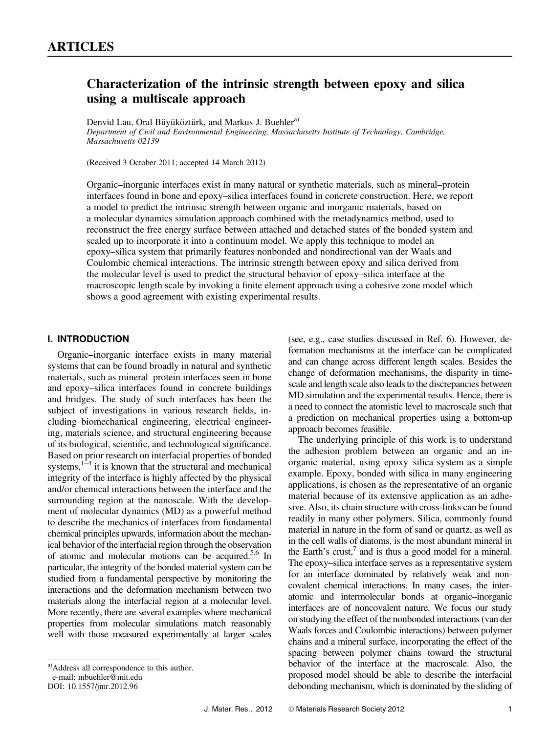# ARTICLES

## Characterization of the intrinsic strength between epoxy and silica using a multiscale approach

Denvid Lau, Oral Büyüköztürk, and Markus J. Buehler[a)]

*Department of Civil and Environmental Engineering, Massachusetts Institute of Technology, Cambridge, Massachusetts 02139*

(Received 3 October 2011; accepted 14 March 2012)

Organic–inorganic interfaces exist in many natural or synthetic materials, such as mineral–protein interfaces found in bone and epoxy–silica interfaces found in concrete construction. Here, we report a model to predict the intrinsic strength between organic and inorganic materials, based on a molecular dynamics simulation approach combined with the metadynamics method, used to reconstruct the free energy surface between attached and detached states of the bonded system and scaled up to incorporate it into a continuum model. We apply this technique to model an epoxy–silica system that primarily features nonbonded and nondirectional van der Waals and Coulombic chemical interactions. The intrinsic strength between epoxy and silica derived from the molecular level is used to predict the structural behavior of epoxy–silica interface at the macroscopic length scale by invoking a finite element approach using a cohesive zone model which shows a good agreement with existing experimental results.

### I. INTRODUCTION

Organic–inorganic interface exists in many material systems that can be found broadly in natural and synthetic materials, such as mineral–protein interfaces seen in bone and epoxy–silica interfaces found in concrete buildings and bridges. The study of such interfaces has been the subject of investigations in various research fields, including biomechanical engineering, electrical engineering, materials science, and structural engineering because of its biological, scientific, and technological significance. Based on prior research on interfacial properties of bonded systems,[1–4] it is known that the structural and mechanical integrity of the interface is highly affected by the physical and/or chemical interactions between the interface and the surrounding region at the nanoscale. With the development of molecular dynamics (MD) as a powerful method to describe the mechanics of interfaces from fundamental chemical principles upwards, information about the mechanical behavior of the interfacial region through the observation of atomic and molecular motions can be acquired.[5,6] In particular, the integrity of the bonded material system can be studied from a fundamental perspective by monitoring the interactions and the deformation mechanism between two materials along the interfacial region at a molecular level. More recently, there are several examples where mechanical properties from molecular simulations match reasonably well with those measured experimentally at larger scales (see, e.g., case studies discussed in Ref. 6). However, deformation mechanisms at the interface can be complicated and can change across different length scales. Besides the change of deformation mechanisms, the disparity in time-scale and length scale also leads to the discrepancies between MD simulation and the experimental results. Hence, there is a need to connect the atomistic level to macroscale such that a prediction on mechanical properties using a bottom-up approach becomes feasible.

The underlying principle of this work is to understand the adhesion problem between an organic and an inorganic material, using epoxy–silica system as a simple example. Epoxy, bonded with silica in many engineering applications, is chosen as the representative of an organic material because of its extensive application as an adhesive. Also, its chain structure with cross-links can be found readily in many other polymers. Silica, commonly found material in nature in the form of sand or quartz, as well as in the cell walls of diatoms, is the most abundant mineral in the Earth's crust,[7] and is thus a good model for a mineral. The epoxy–silica interface serves as a representative system for an interface dominated by relatively weak and noncovalent chemical interactions. In many cases, the interatomic and intermolecular bonds at organic–inorganic interfaces are of noncovalent nature. We focus our study on studying the effect of the nonbonded interactions (van der Waals forces and Coulombic interactions) between polymer chains and a mineral surface, incorporating the effect of the spacing between polymer chains toward the structural behavior of the interface at the macroscale. Also, the proposed model should be able to describe the interfacial debonding mechanism, which is dominated by the sliding of

---

a) Address all correspondence to this author.
e-mail: mbuehler@mit.edu
DOI: 10.1557/jmr.2012.96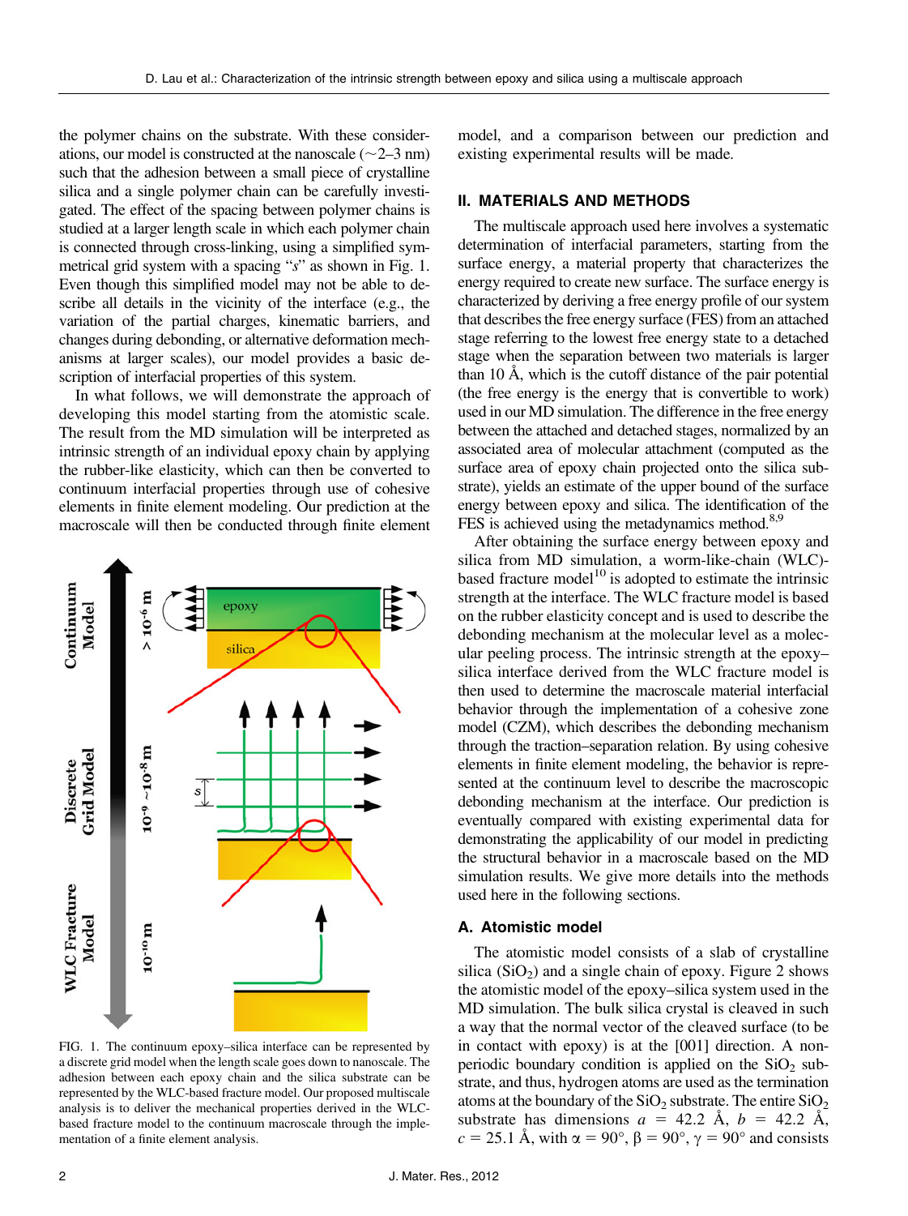the polymer chains on the substrate. With these considerations, our model is constructed at the nanoscale (~2–3 nm) such that the adhesion between a small piece of crystalline silica and a single polymer chain can be carefully investigated. The effect of the spacing between polymer chains is studied at a larger length scale in which each polymer chain is connected through cross-linking, using a simplified symmetrical grid system with a spacing "*s*" as shown in Fig. 1. Even though this simplified model may not be able to describe all details in the vicinity of the interface (e.g., the variation of the partial charges, kinematic barriers, and changes during debonding, or alternative deformation mechanisms at larger scales), our model provides a basic description of interfacial properties of this system.

In what follows, we will demonstrate the approach of developing this model starting from the atomistic scale. The result from the MD simulation will be interpreted as intrinsic strength of an individual epoxy chain by applying the rubber-like elasticity, which can then be converted to continuum interfacial properties through use of cohesive elements in finite element modeling. Our prediction at the macroscale will then be conducted through finite element model, and a comparison between our prediction and existing experimental results will be made.

FIG. 1. The continuum epoxy–silica interface can be represented by a discrete grid model when the length scale goes down to nanoscale. The adhesion between each epoxy chain and the silica substrate can be represented by the WLC-based fracture model. Our proposed multiscale analysis is to deliver the mechanical properties derived in the WLC-based fracture model to the continuum macroscale through the implementation of a finite element analysis.

## II. MATERIALS AND METHODS

The multiscale approach used here involves a systematic determination of interfacial parameters, starting from the surface energy, a material property that characterizes the energy required to create new surface. The surface energy is characterized by deriving a free energy profile of our system that describes the free energy surface (FES) from an attached stage referring to the lowest free energy state to a detached stage when the separation between two materials is larger than 10 Å, which is the cutoff distance of the pair potential (the free energy is the energy that is convertible to work) used in our MD simulation. The difference in the free energy between the attached and detached stages, normalized by an associated area of molecular attachment (computed as the surface area of epoxy chain projected onto the silica substrate), yields an estimate of the upper bound of the surface energy between epoxy and silica. The identification of the FES is achieved using the metadynamics method.[8,9]

After obtaining the surface energy between epoxy and silica from MD simulation, a worm-like-chain (WLC)-based fracture model[10] is adopted to estimate the intrinsic strength at the interface. The WLC fracture model is based on the rubber elasticity concept and is used to describe the debonding mechanism at the molecular level as a molecular peeling process. The intrinsic strength at the epoxy–silica interface derived from the WLC fracture model is then used to determine the macroscale material interfacial behavior through the implementation of a cohesive zone model (CZM), which describes the debonding mechanism through the traction–separation relation. By using cohesive elements in finite element modeling, the behavior is represented at the continuum level to describe the macroscopic debonding mechanism at the interface. Our prediction is eventually compared with existing experimental data for demonstrating the applicability of our model in predicting the structural behavior in a macroscale based on the MD simulation results. We give more details into the methods used here in the following sections.

### A. Atomistic model

The atomistic model consists of a slab of crystalline silica ($SiO_2$) and a single chain of epoxy. Figure 2 shows the atomistic model of the epoxy–silica system used in the MD simulation. The bulk silica crystal is cleaved in such a way that the normal vector of the cleaved surface (to be in contact with epoxy) is at the [001] direction. A nonperiodic boundary condition is applied on the $SiO_2$ substrate, and thus, hydrogen atoms are used as the termination atoms at the boundary of the $SiO_2$ substrate. The entire $SiO_2$ substrate has dimensions $a$ = 42.2 Å, $b$ = 42.2 Å, $c$ = 25.1 Å, with $\alpha = 90°$, $\beta = 90°$, $\gamma = 90°$ and consists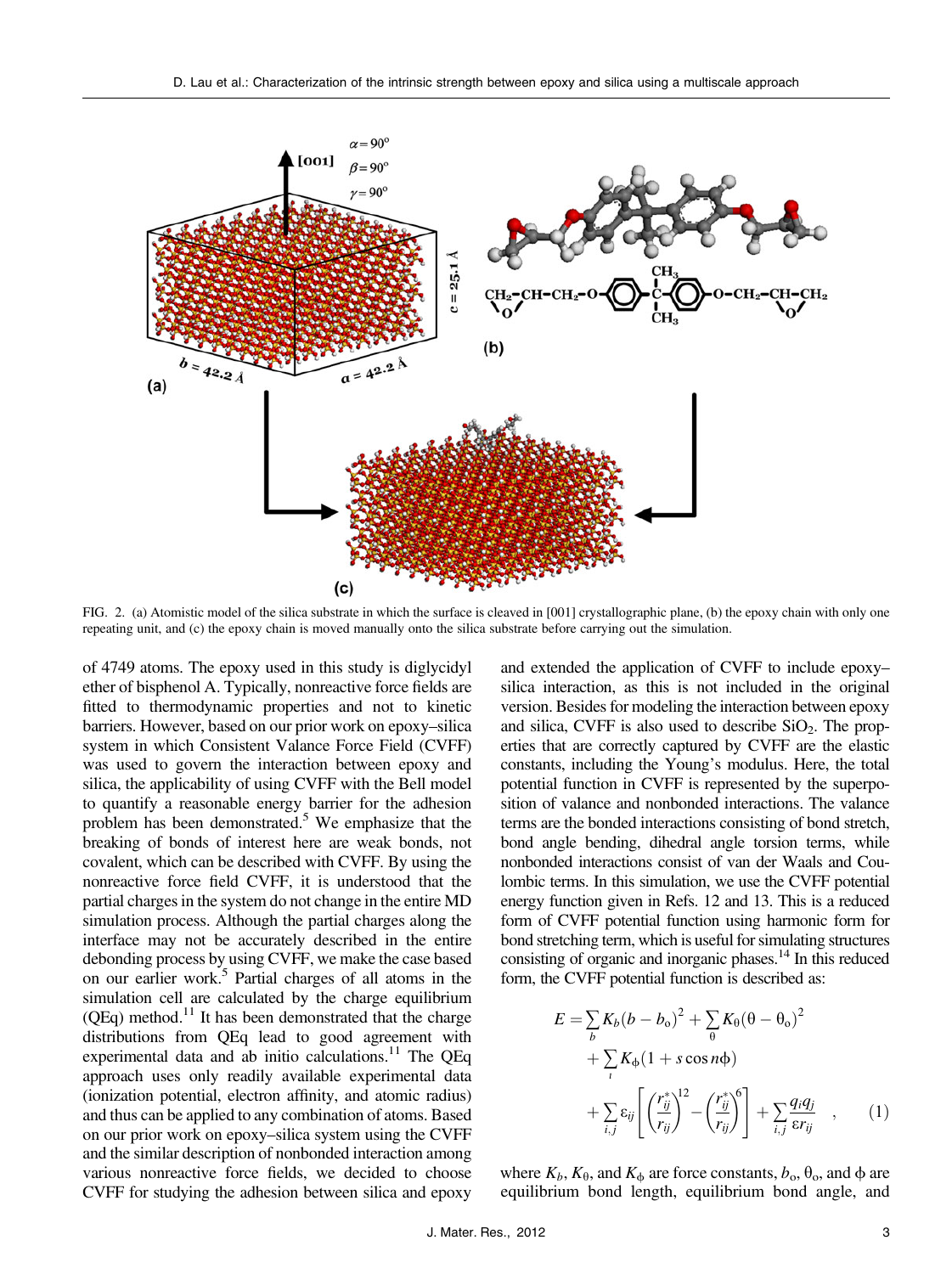FIG. 2. (a) Atomistic model of the silica substrate in which the surface is cleaved in [001] crystallographic plane, (b) the epoxy chain with only one repeating unit, and (c) the epoxy chain is moved manually onto the silica substrate before carrying out the simulation.

of 4749 atoms. The epoxy used in this study is diglycidyl ether of bisphenol A. Typically, nonreactive force fields are fitted to thermodynamic properties and not to kinetic barriers. However, based on our prior work on epoxy–silica system in which Consistent Valance Force Field (CVFF) was used to govern the interaction between epoxy and silica, the applicability of using CVFF with the Bell model to quantify a reasonable energy barrier for the adhesion problem has been demonstrated.[5] We emphasize that the breaking of bonds of interest here are weak bonds, not covalent, which can be described with CVFF. By using the nonreactive force field CVFF, it is understood that the partial charges in the system do not change in the entire MD simulation process. Although the partial charges along the interface may not be accurately described in the entire debonding process by using CVFF, we make the case based on our earlier work.[5] Partial charges of all atoms in the simulation cell are calculated by the charge equilibrium (QEq) method.[11] It has been demonstrated that the charge distributions from QEq lead to good agreement with experimental data and ab initio calculations.[11] The QEq approach uses only readily available experimental data (ionization potential, electron affinity, and atomic radius) and thus can be applied to any combination of atoms. Based on our prior work on epoxy–silica system using the CVFF and the similar description of nonbonded interaction among various nonreactive force fields, we decided to choose CVFF for studying the adhesion between silica and epoxy and extended the application of CVFF to include epoxy–silica interaction, as this is not included in the original version. Besides for modeling the interaction between epoxy and silica, CVFF is also used to describe $SiO_2$. The properties that are correctly captured by CVFF are the elastic constants, including the Young's modulus. Here, the total potential function in CVFF is represented by the superposition of valance and nonbonded interactions. The valance terms are the bonded interactions consisting of bond stretch, bond angle bending, dihedral angle torsion terms, while nonbonded interactions consist of van der Waals and Coulombic terms. In this simulation, we use the CVFF potential energy function given in Refs. 12 and 13. This is a reduced form of CVFF potential function using harmonic form for bond stretching term, which is useful for simulating structures consisting of organic and inorganic phases.[14] In this reduced form, the CVFF potential function is described as:

$$E = \sum_{b} K_b (b - b_o)^2 + \sum_{\theta} K_\theta (\theta - \theta_o)^2 + \sum_{t} K_\phi (1 + s \cos n\phi) + \sum_{i,j} \varepsilon_{ij} \left[ \left( \frac{r_{ij}^*}{r_{ij}} \right)^{12} - \left( \frac{r_{ij}^*}{r_{ij}} \right)^{6} \right] + \sum_{i,j} \frac{q_i q_j}{\varepsilon r_{ij}} \quad , \qquad (1)$$

where $K_b$, $K_\theta$, and $K_\phi$ are force constants, $b_o$, $\theta_o$, and $\phi$ are equilibrium bond length, equilibrium bond angle, and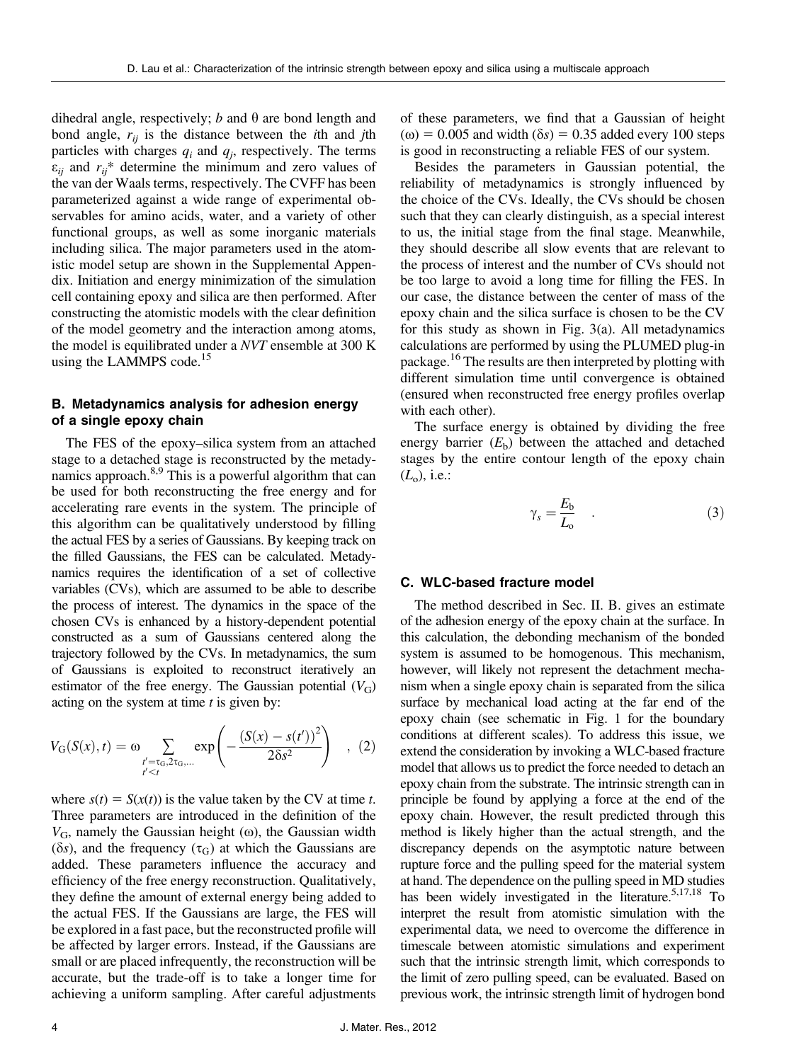dihedral angle, respectively; $b$ and $\theta$ are bond length and bond angle, $r_{ij}$ is the distance between the $i$th and $j$th particles with charges $q_i$ and $q_j$, respectively. The terms $\varepsilon_{ij}$ and $r_{ij}$* determine the minimum and zero values of the van der Waals terms, respectively. The CVFF has been parameterized against a wide range of experimental observables for amino acids, water, and a variety of other functional groups, as well as some inorganic materials including silica. The major parameters used in the atomistic model setup are shown in the Supplemental Appendix. Initiation and energy minimization of the simulation cell containing epoxy and silica are then performed. After constructing the atomistic models with the clear definition of the model geometry and the interaction among atoms, the model is equilibrated under a *NVT* ensemble at 300 K using the LAMMPS code.[15]

### B. Metadynamics analysis for adhesion energy of a single epoxy chain

The FES of the epoxy–silica system from an attached stage to a detached stage is reconstructed by the metadynamics approach.[8,9] This is a powerful algorithm that can be used for both reconstructing the free energy and for accelerating rare events in the system. The principle of this algorithm can be qualitatively understood by filling the actual FES by a series of Gaussians. By keeping track on the filled Gaussians, the FES can be calculated. Metadynamics requires the identification of a set of collective variables (CVs), which are assumed to be able to describe the process of interest. The dynamics in the space of the chosen CVs is enhanced by a history-dependent potential constructed as a sum of Gaussians centered along the trajectory followed by the CVs. In metadynamics, the sum of Gaussians is exploited to reconstruct iteratively an estimator of the free energy. The Gaussian potential ($V_G$) acting on the system at time $t$ is given by:

$$V_G(S(x),t) = \omega \sum_{\substack{t'=\tau_G,2\tau_G,\ldots \\ t'<t}} \exp\left(-\frac{(S(x)-s(t'))^2}{2\delta s^2}\right) \quad , \quad (2)$$

where $s(t) = S(x(t))$ is the value taken by the CV at time $t$. Three parameters are introduced in the definition of the $V_G$, namely the Gaussian height ($\omega$), the Gaussian width ($\delta s$), and the frequency ($\tau_G$) at which the Gaussians are added. These parameters influence the accuracy and efficiency of the free energy reconstruction. Qualitatively, they define the amount of external energy being added to the actual FES. If the Gaussians are large, the FES will be explored in a fast pace, but the reconstructed profile will be affected by larger errors. Instead, if the Gaussians are small or are placed infrequently, the reconstruction will be accurate, but the trade-off is to take a longer time for achieving a uniform sampling. After careful adjustments of these parameters, we find that a Gaussian of height ($\omega$) = 0.005 and width ($\delta s$) = 0.35 added every 100 steps is good in reconstructing a reliable FES of our system.

Besides the parameters in Gaussian potential, the reliability of metadynamics is strongly influenced by the choice of the CVs. Ideally, the CVs should be chosen such that they can clearly distinguish, as a special interest to us, the initial stage from the final stage. Meanwhile, they should describe all slow events that are relevant to the process of interest and the number of CVs should not be too large to avoid a long time for filling the FES. In our case, the distance between the center of mass of the epoxy chain and the silica surface is chosen to be the CV for this study as shown in Fig. 3(a). All metadynamics calculations are performed by using the PLUMED plug-in package.[16] The results are then interpreted by plotting with different simulation time until convergence is obtained (ensured when reconstructed free energy profiles overlap with each other).

The surface energy is obtained by dividing the free energy barrier ($E_b$) between the attached and detached stages by the entire contour length of the epoxy chain ($L_o$), i.e.:

$$\gamma_s = \frac{E_b}{L_o} \quad . \quad (3)$$

### C. WLC-based fracture model

The method described in Sec. II. B. gives an estimate of the adhesion energy of the epoxy chain at the surface. In this calculation, the debonding mechanism of the bonded system is assumed to be homogenous. This mechanism, however, will likely not represent the detachment mechanism when a single epoxy chain is separated from the silica surface by mechanical load acting at the far end of the epoxy chain (see schematic in Fig. 1 for the boundary conditions at different scales). To address this issue, we extend the consideration by invoking a WLC-based fracture model that allows us to predict the force needed to detach an epoxy chain from the substrate. The intrinsic strength can in principle be found by applying a force at the end of the epoxy chain. However, the result predicted through this method is likely higher than the actual strength, and the discrepancy depends on the asymptotic nature between rupture force and the pulling speed for the material system at hand. The dependence on the pulling speed in MD studies has been widely investigated in the literature.[5,17,18] To interpret the result from atomistic simulation with the experimental data, we need to overcome the difference in timescale between atomistic simulations and experiment such that the intrinsic strength limit, which corresponds to the limit of zero pulling speed, can be evaluated. Based on previous work, the intrinsic strength limit of hydrogen bond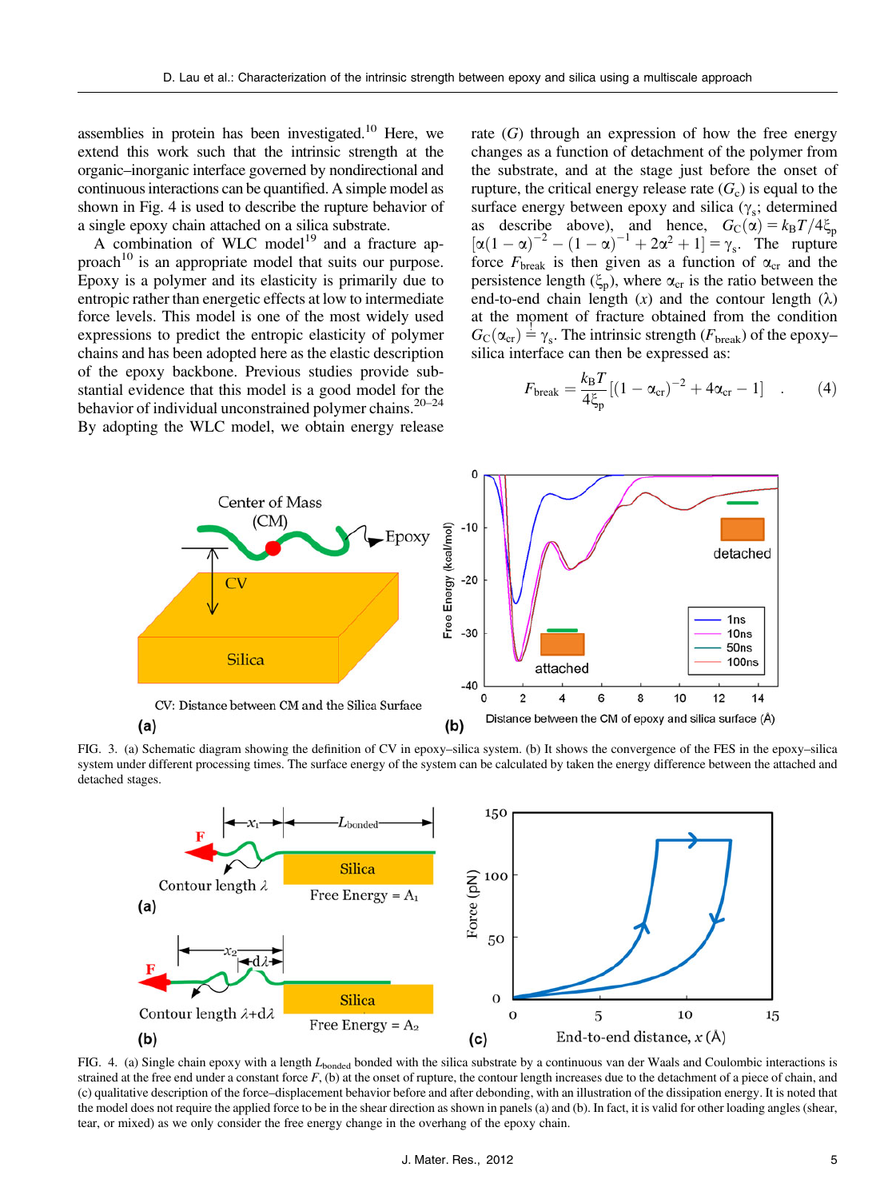assemblies in protein has been investigated.[10] Here, we extend this work such that the intrinsic strength at the organic–inorganic interface governed by nondirectional and continuous interactions can be quantified. A simple model as shown in Fig. 4 is used to describe the rupture behavior of a single epoxy chain attached on a silica substrate.

A combination of WLC model[19] and a fracture approach[10] is an appropriate model that suits our purpose. Epoxy is a polymer and its elasticity is primarily due to entropic rather than energetic effects at low to intermediate force levels. This model is one of the most widely used expressions to predict the entropic elasticity of polymer chains and has been adopted here as the elastic description of the epoxy backbone. Previous studies provide substantial evidence that this model is a good model for the behavior of individual unconstrained polymer chains.[20–24] By adopting the WLC model, we obtain energy release rate ($G$) through an expression of how the free energy changes as a function of detachment of the polymer from the substrate, and at the stage just before the onset of rupture, the critical energy release rate ($G_c$) is equal to the surface energy between epoxy and silica ($\gamma_s$; determined as describe above), and hence, $G_C(\alpha) = k_B T/4\xi_p [\alpha(1-\alpha)^{-2} - (1-\alpha)^{-1} + 2\alpha^2 + 1] = \gamma_s$. The rupture force $F_{break}$ is then given as a function of $\alpha_{cr}$ and the persistence length ($\xi_p$), where $\alpha_{cr}$ is the ratio between the end-to-end chain length ($x$) and the contour length ($\lambda$) at the moment of fracture obtained from the condition $G_C(\alpha_{cr}) \overset{!}{=} \gamma_s$. The intrinsic strength ($F_{break}$) of the epoxy–silica interface can then be expressed as:

$$F_{break} = \frac{k_B T}{4\xi_p}\left[(1-\alpha_{cr})^{-2} + 4\alpha_{cr} - 1\right] \quad . \tag{4}$$

FIG. 3. (a) Schematic diagram showing the definition of CV in epoxy–silica system. (b) It shows the convergence of the FES in the epoxy–silica system under different processing times. The surface energy of the system can be calculated by taken the energy difference between the attached and detached stages.

FIG. 4. (a) Single chain epoxy with a length $L_{bonded}$ bonded with the silica substrate by a continuous van der Waals and Coulombic interactions is strained at the free end under a constant force $F$, (b) at the onset of rupture, the contour length increases due to the detachment of a piece of chain, and (c) qualitative description of the force–displacement behavior before and after debonding, with an illustration of the dissipation energy. It is noted that the model does not require the applied force to be in the shear direction as shown in panels (a) and (b). In fact, it is valid for other loading angles (shear, tear, or mixed) as we only consider the free energy change in the overhang of the epoxy chain.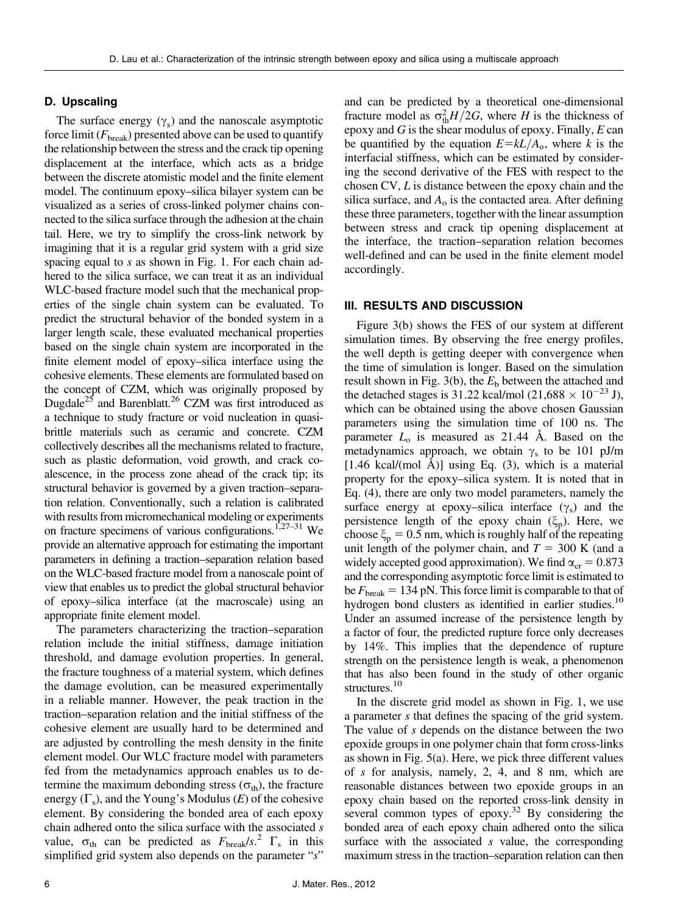### D. Upscaling

The surface energy ($\gamma_s$) and the nanoscale asymptotic force limit ($F_{break}$) presented above can be used to quantify the relationship between the stress and the crack tip opening displacement at the interface, which acts as a bridge between the discrete atomistic model and the finite element model. The continuum epoxy–silica bilayer system can be visualized as a series of cross-linked polymer chains connected to the silica surface through the adhesion at the chain tail. Here, we try to simplify the cross-link network by imagining that it is a regular grid system with a grid size spacing equal to $s$ as shown in Fig. 1. For each chain adhered to the silica surface, we can treat it as an individual WLC-based fracture model such that the mechanical properties of the single chain system can be evaluated. To predict the structural behavior of the bonded system in a larger length scale, these evaluated mechanical properties based on the single chain system are incorporated in the finite element model of epoxy–silica interface using the cohesive elements. These elements are formulated based on the concept of CZM, which was originally proposed by Dugdale[25] and Barenblatt.[26] CZM was first introduced as a technique to study fracture or void nucleation in quasi-brittle materials such as ceramic and concrete. CZM collectively describes all the mechanisms related to fracture, such as plastic deformation, void growth, and crack coalescence, in the process zone ahead of the crack tip; its structural behavior is governed by a given traction–separation relation. Conventionally, such a relation is calibrated with results from micromechanical modeling or experiments on fracture specimens of various configurations.[1,27–31] We provide an alternative approach for estimating the important parameters in defining a traction–separation relation based on the WLC-based fracture model from a nanoscale point of view that enables us to predict the global structural behavior of epoxy–silica interface (at the macroscale) using an appropriate finite element model.

The parameters characterizing the traction–separation relation include the initial stiffness, damage initiation threshold, and damage evolution properties. In general, the fracture toughness of a material system, which defines the damage evolution, can be measured experimentally in a reliable manner. However, the peak traction in the traction–separation relation and the initial stiffness of the cohesive element are usually hard to be determined and are adjusted by controlling the mesh density in the finite element model. Our WLC fracture model with parameters fed from the metadynamics approach enables us to determine the maximum debonding stress ($\sigma_{th}$), the fracture energy ($\Gamma_s$), and the Young's Modulus ($E$) of the cohesive element. By considering the bonded area of each epoxy chain adhered onto the silica surface with the associated $s$ value, $\sigma_{th}$ can be predicted as $F_{break}/s^2$. $\Gamma_s$ in this simplified grid system also depends on the parameter "$s$" and can be predicted by a theoretical one-dimensional fracture model as $\sigma_{th}^2 H/2G$, where $H$ is the thickness of epoxy and $G$ is the shear modulus of epoxy. Finally, $E$ can be quantified by the equation $E = kL/A_o$, where $k$ is the interfacial stiffness, which can be estimated by considering the second derivative of the FES with respect to the chosen CV, $L$ is distance between the epoxy chain and the silica surface, and $A_o$ is the contacted area. After defining these three parameters, together with the linear assumption between stress and crack tip opening displacement at the interface, the traction–separation relation becomes well-defined and can be used in the finite element model accordingly.

## III. RESULTS AND DISCUSSION

Figure 3(b) shows the FES of our system at different simulation times. By observing the free energy profiles, the well depth is getting deeper with convergence when the time of simulation is longer. Based on the simulation result shown in Fig. 3(b), the $E_b$ between the attached and the detached stages is 31.22 kcal/mol ($21{,}688 \times 10^{-23}$ J), which can be obtained using the above chosen Gaussian parameters using the simulation time of 100 ns. The parameter $L_o$ is measured as 21.44 Å. Based on the metadynamics approach, we obtain $\gamma_s$ to be 101 pJ/m [1.46 kcal/(mol Å)] using Eq. (3), which is a material property for the epoxy–silica system. It is noted that in Eq. (4), there are only two model parameters, namely the surface energy at epoxy–silica interface ($\gamma_s$) and the persistence length of the epoxy chain ($\xi_p$). Here, we choose $\xi_p = 0.5$ nm, which is roughly half of the repeating unit length of the polymer chain, and $T = 300$ K (and a widely accepted good approximation). We find $\alpha_{cr} = 0.873$ and the corresponding asymptotic force limit is estimated to be $F_{break} = 134$ pN. This force limit is comparable to that of hydrogen bond clusters as identified in earlier studies.[10] Under an assumed increase of the persistence length by a factor of four, the predicted rupture force only decreases by 14%. This implies that the dependence of rupture strength on the persistence length is weak, a phenomenon that has also been found in the study of other organic structures.[10]

In the discrete grid model as shown in Fig. 1, we use a parameter $s$ that defines the spacing of the grid system. The value of $s$ depends on the distance between the two epoxide groups in one polymer chain that form cross-links as shown in Fig. 5(a). Here, we pick three different values of $s$ for analysis, namely, 2, 4, and 8 nm, which are reasonable distances between two epoxide groups in an epoxy chain based on the reported cross-link density in several common types of epoxy.[32] By considering the bonded area of each epoxy chain adhered onto the silica surface with the associated $s$ value, the corresponding maximum stress in the traction–separation relation can then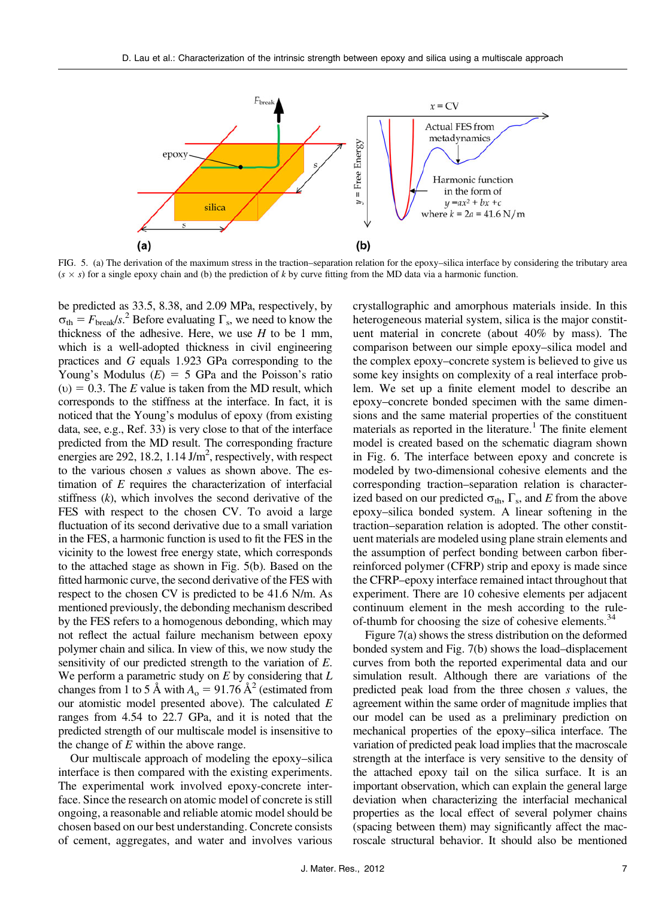FIG. 5. (a) The derivation of the maximum stress in the traction–separation relation for the epoxy–silica interface by considering the tributary area ($s \times s$) for a single epoxy chain and (b) the prediction of $k$ by curve fitting from the MD data via a harmonic function.

be predicted as 33.5, 8.38, and 2.09 MPa, respectively, by $\sigma_{th} = F_{break}/s^2$. Before evaluating $\Gamma_s$, we need to know the thickness of the adhesive. Here, we use $H$ to be 1 mm, which is a well-adopted thickness in civil engineering practices and $G$ equals 1.923 GPa corresponding to the Young's Modulus ($E$) = 5 GPa and the Poisson's ratio ($\upsilon$) = 0.3. The $E$ value is taken from the MD result, which corresponds to the stiffness at the interface. In fact, it is noticed that the Young's modulus of epoxy (from existing data, see, e.g., Ref. 33) is very close to that of the interface predicted from the MD result. The corresponding fracture energies are 292, 18.2, 1.14 J/m$^2$, respectively, with respect to the various chosen $s$ values as shown above. The estimation of $E$ requires the characterization of interfacial stiffness ($k$), which involves the second derivative of the FES with respect to the chosen CV. To avoid a large fluctuation of its second derivative due to a small variation in the FES, a harmonic function is used to fit the FES in the vicinity to the lowest free energy state, which corresponds to the attached stage as shown in Fig. 5(b). Based on the fitted harmonic curve, the second derivative of the FES with respect to the chosen CV is predicted to be 41.6 N/m. As mentioned previously, the debonding mechanism described by the FES refers to a homogenous debonding, which may not reflect the actual failure mechanism between epoxy polymer chain and silica. In view of this, we now study the sensitivity of our predicted strength to the variation of $E$. We perform a parametric study on $E$ by considering that $L$ changes from 1 to 5 Å with $A_o$ = 91.76 Å$^2$ (estimated from our atomistic model presented above). The calculated $E$ ranges from 4.54 to 22.7 GPa, and it is noted that the predicted strength of our multiscale model is insensitive to the change of $E$ within the above range.

Our multiscale approach of modeling the epoxy–silica interface is then compared with the existing experiments. The experimental work involved epoxy-concrete interface. Since the research on atomic model of concrete is still ongoing, a reasonable and reliable atomic model should be chosen based on our best understanding. Concrete consists of cement, aggregates, and water and involves various crystallographic and amorphous materials inside. In this heterogeneous material system, silica is the major constituent material in concrete (about 40% by mass). The comparison between our simple epoxy–silica model and the complex epoxy–concrete system is believed to give us some key insights on complexity of a real interface problem. We set up a finite element model to describe an epoxy–concrete bonded specimen with the same dimensions and the same material properties of the constituent materials as reported in the literature.[1] The finite element model is created based on the schematic diagram shown in Fig. 6. The interface between epoxy and concrete is modeled by two-dimensional cohesive elements and the corresponding traction–separation relation is characterized based on our predicted $\sigma_{th}$, $\Gamma_s$, and $E$ from the above epoxy–silica bonded system. A linear softening in the traction–separation relation is adopted. The other constituent materials are modeled using plane strain elements and the assumption of perfect bonding between carbon fiber-reinforced polymer (CFRP) strip and epoxy is made since the CFRP–epoxy interface remained intact throughout that experiment. There are 10 cohesive elements per adjacent continuum element in the mesh according to the rule-of-thumb for choosing the size of cohesive elements.[34]

Figure 7(a) shows the stress distribution on the deformed bonded system and Fig. 7(b) shows the load–displacement curves from both the reported experimental data and our simulation result. Although there are variations of the predicted peak load from the three chosen $s$ values, the agreement within the same order of magnitude implies that our model can be used as a preliminary prediction on mechanical properties of the epoxy–silica interface. The variation of predicted peak load implies that the macroscale strength at the interface is very sensitive to the density of the attached epoxy tail on the silica surface. It is an important observation, which can explain the general large deviation when characterizing the interfacial mechanical properties as the local effect of several polymer chains (spacing between them) may significantly affect the macroscale structural behavior. It should also be mentioned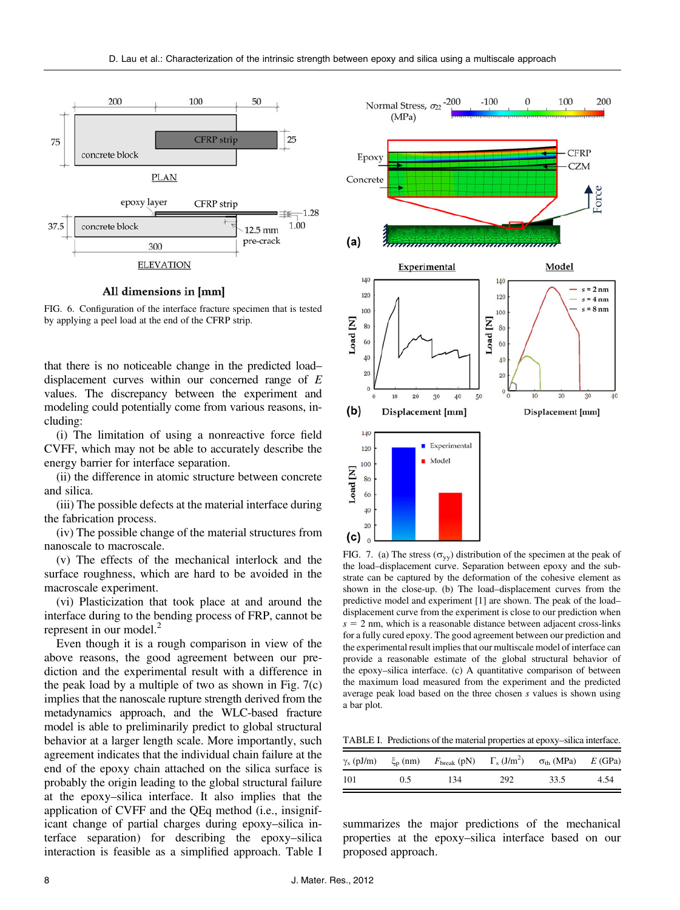FIG. 6. Configuration of the interface fracture specimen that is tested by applying a peel load at the end of the CFRP strip.

that there is no noticeable change in the predicted load–displacement curves within our concerned range of $E$ values. The discrepancy between the experiment and modeling could potentially come from various reasons, including:

(i) The limitation of using a nonreactive force field CVFF, which may not be able to accurately describe the energy barrier for interface separation.

(ii) the difference in atomic structure between concrete and silica.

(iii) The possible defects at the material interface during the fabrication process.

(iv) The possible change of the material structures from nanoscale to macroscale.

(v) The effects of the mechanical interlock and the surface roughness, which are hard to be avoided in the macroscale experiment.

(vi) Plasticization that took place at and around the interface during to the bending process of FRP, cannot be represent in our model.[2]

Even though it is a rough comparison in view of the above reasons, the good agreement between our prediction and the experimental result with a difference in the peak load by a multiple of two as shown in Fig. 7(c) implies that the nanoscale rupture strength derived from the metadynamics approach, and the WLC-based fracture model is able to preliminarily predict to global structural behavior at a larger length scale. More importantly, such agreement indicates that the individual chain failure at the end of the epoxy chain attached on the silica surface is probably the origin leading to the global structural failure at the epoxy–silica interface. It also implies that the application of CVFF and the QEq method (i.e., insignificant change of partial charges during epoxy–silica interface separation) for describing the epoxy–silica interaction is feasible as a simplified approach. Table I summarizes the major predictions of the mechanical properties at the epoxy–silica interface based on our proposed approach.

FIG. 7. (a) The stress ($\sigma_{yy}$) distribution of the specimen at the peak of the load–displacement curve. Separation between epoxy and the substrate can be captured by the deformation of the cohesive element as shown in the close-up. (b) The load–displacement curves from the predictive model and experiment [1] are shown. The peak of the load–displacement curve from the experiment is close to our prediction when $s$ = 2 nm, which is a reasonable distance between adjacent cross-links for a fully cured epoxy. The good agreement between our prediction and the experimental result implies that our multiscale model of interface can provide a reasonable estimate of the global structural behavior of the epoxy–silica interface. (c) A quantitative comparison of between the maximum load measured from the experiment and the predicted average peak load based on the three chosen $s$ values is shown using a bar plot.

TABLE I. Predictions of the material properties at epoxy–silica interface.

| $\gamma_s$ (pJ/m) | $\xi_p$ (nm) | $F_{break}$ (pN) | $\Gamma_s$ (J/m$^2$) | $\sigma_{th}$ (MPa) | $E$ (GPa) |
|---|---|---|---|---|---|
| 101 | 0.5 | 134 | 292 | 33.5 | 4.54 |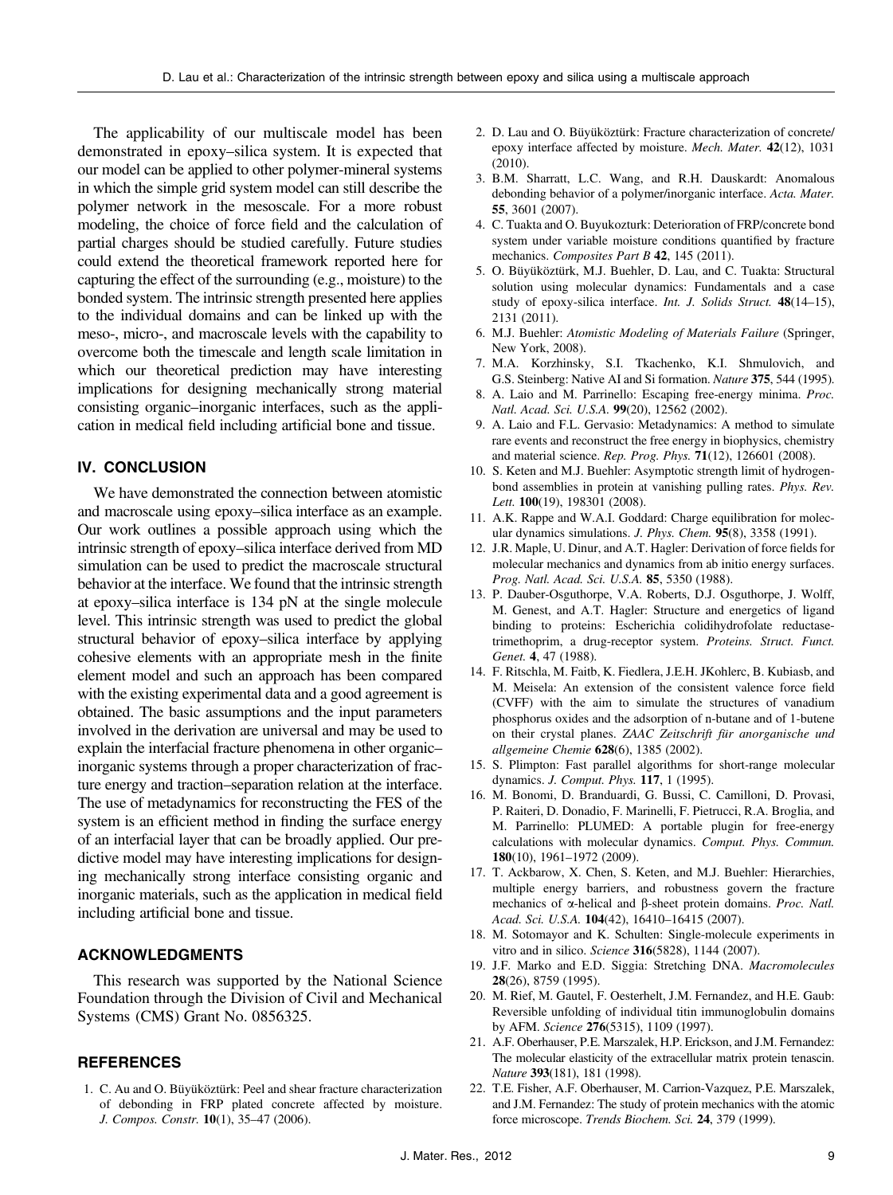The applicability of our multiscale model has been demonstrated in epoxy–silica system. It is expected that our model can be applied to other polymer-mineral systems in which the simple grid system model can still describe the polymer network in the mesoscale. For a more robust modeling, the choice of force field and the calculation of partial charges should be studied carefully. Future studies could extend the theoretical framework reported here for capturing the effect of the surrounding (e.g., moisture) to the bonded system. The intrinsic strength presented here applies to the individual domains and can be linked up with the meso-, micro-, and macroscale levels with the capability to overcome both the timescale and length scale limitation in which our theoretical prediction may have interesting implications for designing mechanically strong material consisting organic–inorganic interfaces, such as the application in medical field including artificial bone and tissue.

## IV. CONCLUSION

We have demonstrated the connection between atomistic and macroscale using epoxy–silica interface as an example. Our work outlines a possible approach using which the intrinsic strength of epoxy–silica interface derived from MD simulation can be used to predict the macroscale structural behavior at the interface. We found that the intrinsic strength at epoxy–silica interface is 134 pN at the single molecule level. This intrinsic strength was used to predict the global structural behavior of epoxy–silica interface by applying cohesive elements with an appropriate mesh in the finite element model and such an approach has been compared with the existing experimental data and a good agreement is obtained. The basic assumptions and the input parameters involved in the derivation are universal and may be used to explain the interfacial fracture phenomena in other organic–inorganic systems through a proper characterization of fracture energy and traction–separation relation at the interface. The use of metadynamics for reconstructing the FES of the system is an efficient method in finding the surface energy of an interfacial layer that can be broadly applied. Our predictive model may have interesting implications for designing mechanically strong interface consisting organic and inorganic materials, such as the application in medical field including artificial bone and tissue.

## ACKNOWLEDGMENTS

This research was supported by the National Science Foundation through the Division of Civil and Mechanical Systems (CMS) Grant No. 0856325.

## REFERENCES

1. C. Au and O. Büyüköztürk: Peel and shear fracture characterization of debonding in FRP plated concrete affected by moisture. *J. Compos. Constr.* **10**(1), 35–47 (2006).
2. D. Lau and O. Büyüköztürk: Fracture characterization of concrete/epoxy interface affected by moisture. *Mech. Mater.* **42**(12), 1031 (2010).
3. B.M. Sharratt, L.C. Wang, and R.H. Dauskardt: Anomalous debonding behavior of a polymer/inorganic interface. *Acta. Mater.* **55**, 3601 (2007).
4. C. Tuakta and O. Buyukozturk: Deterioration of FRP/concrete bond system under variable moisture conditions quantified by fracture mechanics. *Composites Part B* **42**, 145 (2011).
5. O. Büyüköztürk, M.J. Buehler, D. Lau, and C. Tuakta: Structural solution using molecular dynamics: Fundamentals and a case study of epoxy-silica interface. *Int. J. Solids Struct.* **48**(14–15), 2131 (2011).
6. M.J. Buehler: *Atomistic Modeling of Materials Failure* (Springer, New York, 2008).
7. M.A. Korzhinsky, S.I. Tkachenko, K.I. Shmulovich, and G.S. Steinberg: Native AI and Si formation. *Nature* **375**, 544 (1995).
8. A. Laio and M. Parrinello: Escaping free-energy minima. *Proc. Natl. Acad. Sci. U.S.A.* **99**(20), 12562 (2002).
9. A. Laio and F.L. Gervasio: Metadynamics: A method to simulate rare events and reconstruct the free energy in biophysics, chemistry and material science. *Rep. Prog. Phys.* **71**(12), 126601 (2008).
10. S. Keten and M.J. Buehler: Asymptotic strength limit of hydrogen-bond assemblies in protein at vanishing pulling rates. *Phys. Rev. Lett.* **100**(19), 198301 (2008).
11. A.K. Rappe and W.A.I. Goddard: Charge equilibration for molecular dynamics simulations. *J. Phys. Chem.* **95**(8), 3358 (1991).
12. J.R. Maple, U. Dinur, and A.T. Hagler: Derivation of force fields for molecular mechanics and dynamics from ab initio energy surfaces. *Prog. Natl. Acad. Sci. U.S.A.* **85**, 5350 (1988).
13. P. Dauber-Osguthorpe, V.A. Roberts, D.J. Osguthorpe, J. Wolff, M. Genest, and A.T. Hagler: Structure and energetics of ligand binding to proteins: Escherichia colidihydrofolate reductase-trimethoprim, a drug-receptor system. *Proteins. Struct. Funct. Genet.* **4**, 47 (1988).
14. F. Ritschla, M. Faitb, K. Fiedlera, J.E.H. JKohlerc, B. Kubiasb, and M. Meisela: An extension of the consistent valence force field (CVFF) with the aim to simulate the structures of vanadium phosphorus oxides and the adsorption of n-butane and of 1-butene on their crystal planes. *ZAAC Zeitschrift für anorganische und allgemeine Chemie* **628**(6), 1385 (2002).
15. S. Plimpton: Fast parallel algorithms for short-range molecular dynamics. *J. Comput. Phys.* **117**, 1 (1995).
16. M. Bonomi, D. Branduardi, G. Bussi, C. Camilloni, D. Provasi, P. Raiteri, D. Donadio, F. Marinelli, F. Pietrucci, R.A. Broglia, and M. Parrinello: PLUMED: A portable plugin for free-energy calculations with molecular dynamics. *Comput. Phys. Commun.* **180**(10), 1961–1972 (2009).
17. T. Ackbarow, X. Chen, S. Keten, and M.J. Buehler: Hierarchies, multiple energy barriers, and robustness govern the fracture mechanics of α-helical and β-sheet protein domains. *Proc. Natl. Acad. Sci. U.S.A.* **104**(42), 16410–16415 (2007).
18. M. Sotomayor and K. Schulten: Single-molecule experiments in vitro and in silico. *Science* **316**(5828), 1144 (2007).
19. J.F. Marko and E.D. Siggia: Stretching DNA. *Macromolecules* **28**(26), 8759 (1995).
20. M. Rief, M. Gautel, F. Oesterhelt, J.M. Fernandez, and H.E. Gaub: Reversible unfolding of individual titin immunoglobulin domains by AFM. *Science* **276**(5315), 1109 (1997).
21. A.F. Oberhauser, P.E. Marszalek, H.P. Erickson, and J.M. Fernandez: The molecular elasticity of the extracellular matrix protein tenascin. *Nature* **393**(181), 181 (1998).
22. T.E. Fisher, A.F. Oberhauser, M. Carrion-Vazquez, P.E. Marszalek, and J.M. Fernandez: The study of protein mechanics with the atomic force microscope. *Trends Biochem. Sci.* **24**, 379 (1999).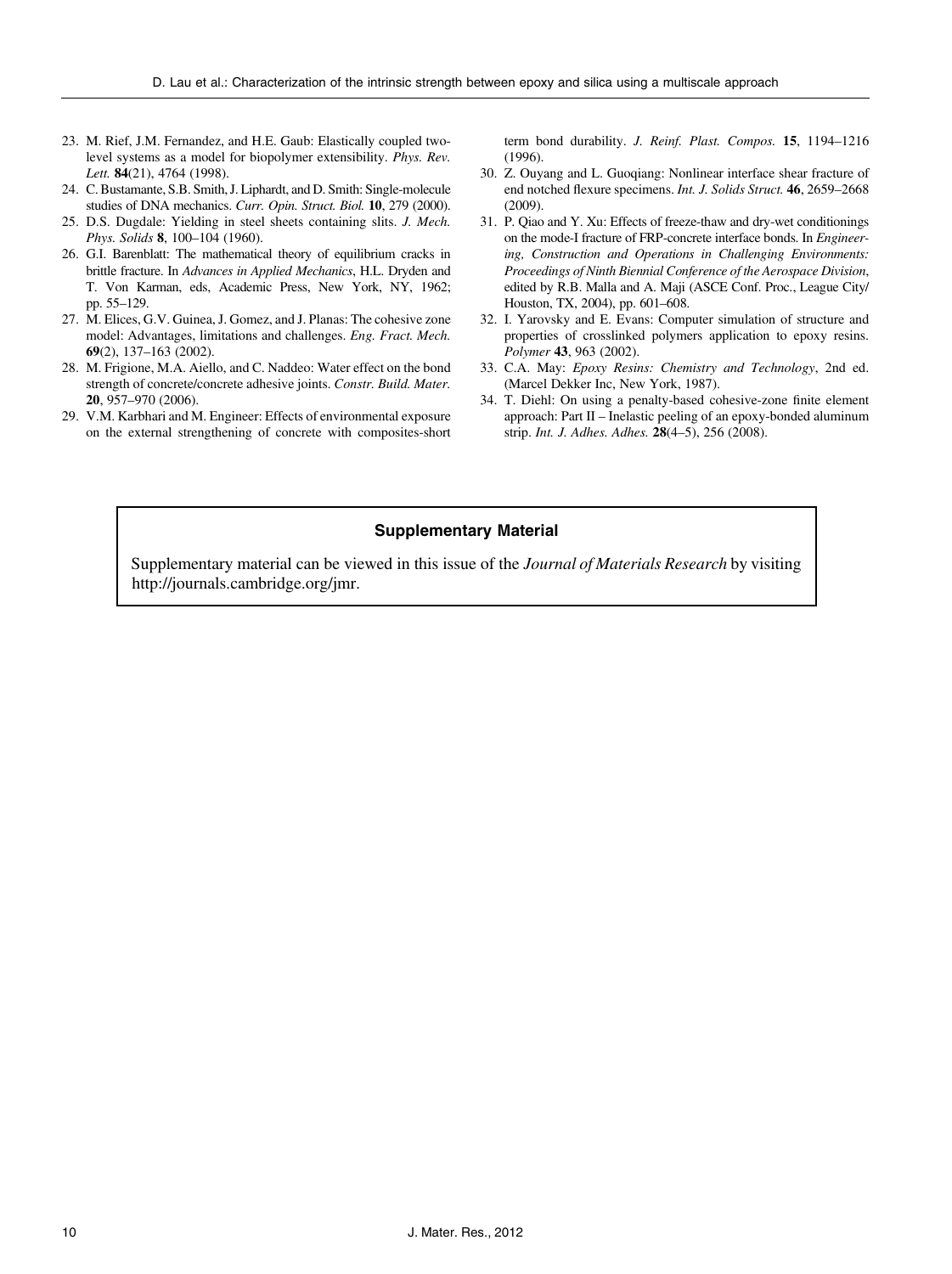23. M. Rief, J.M. Fernandez, and H.E. Gaub: Elastically coupled two-level systems as a model for biopolymer extensibility. *Phys. Rev. Lett.* **84**(21), 4764 (1998).
24. C. Bustamante, S.B. Smith, J. Liphardt, and D. Smith: Single-molecule studies of DNA mechanics. *Curr. Opin. Struct. Biol.* **10**, 279 (2000).
25. D.S. Dugdale: Yielding in steel sheets containing slits. *J. Mech. Phys. Solids* **8**, 100–104 (1960).
26. G.I. Barenblatt: The mathematical theory of equilibrium cracks in brittle fracture. In *Advances in Applied Mechanics*, H.L. Dryden and T. Von Karman, eds, Academic Press, New York, NY, 1962; pp. 55–129.
27. M. Elices, G.V. Guinea, J. Gomez, and J. Planas: The cohesive zone model: Advantages, limitations and challenges. *Eng. Fract. Mech.* **69**(2), 137–163 (2002).
28. M. Frigione, M.A. Aiello, and C. Naddeo: Water effect on the bond strength of concrete/concrete adhesive joints. *Constr. Build. Mater.* **20**, 957–970 (2006).
29. V.M. Karbhari and M. Engineer: Effects of environmental exposure on the external strengthening of concrete with composites-short term bond durability. *J. Reinf. Plast. Compos.* **15**, 1194–1216 (1996).
30. Z. Ouyang and L. Guoqiang: Nonlinear interface shear fracture of end notched flexure specimens. *Int. J. Solids Struct.* **46**, 2659–2668 (2009).
31. P. Qiao and Y. Xu: Effects of freeze-thaw and dry-wet conditionings on the mode-I fracture of FRP-concrete interface bonds. In *Engineering, Construction and Operations in Challenging Environments: Proceedings of Ninth Biennial Conference of the Aerospace Division*, edited by R.B. Malla and A. Maji (ASCE Conf. Proc., League City/Houston, TX, 2004), pp. 601–608.
32. I. Yarovsky and E. Evans: Computer simulation of structure and properties of crosslinked polymers application to epoxy resins. *Polymer* **43**, 963 (2002).
33. C.A. May: *Epoxy Resins: Chemistry and Technology*, 2nd ed. (Marcel Dekker Inc, New York, 1987).
34. T. Diehl: On using a penalty-based cohesive-zone finite element approach: Part II – Inelastic peeling of an epoxy-bonded aluminum strip. *Int. J. Adhes. Adhes.* **28**(4–5), 256 (2008).

**Supplementary Material**

Supplementary material can be viewed in this issue of the *Journal of Materials Research* by visiting http://journals.cambridge.org/jmr.